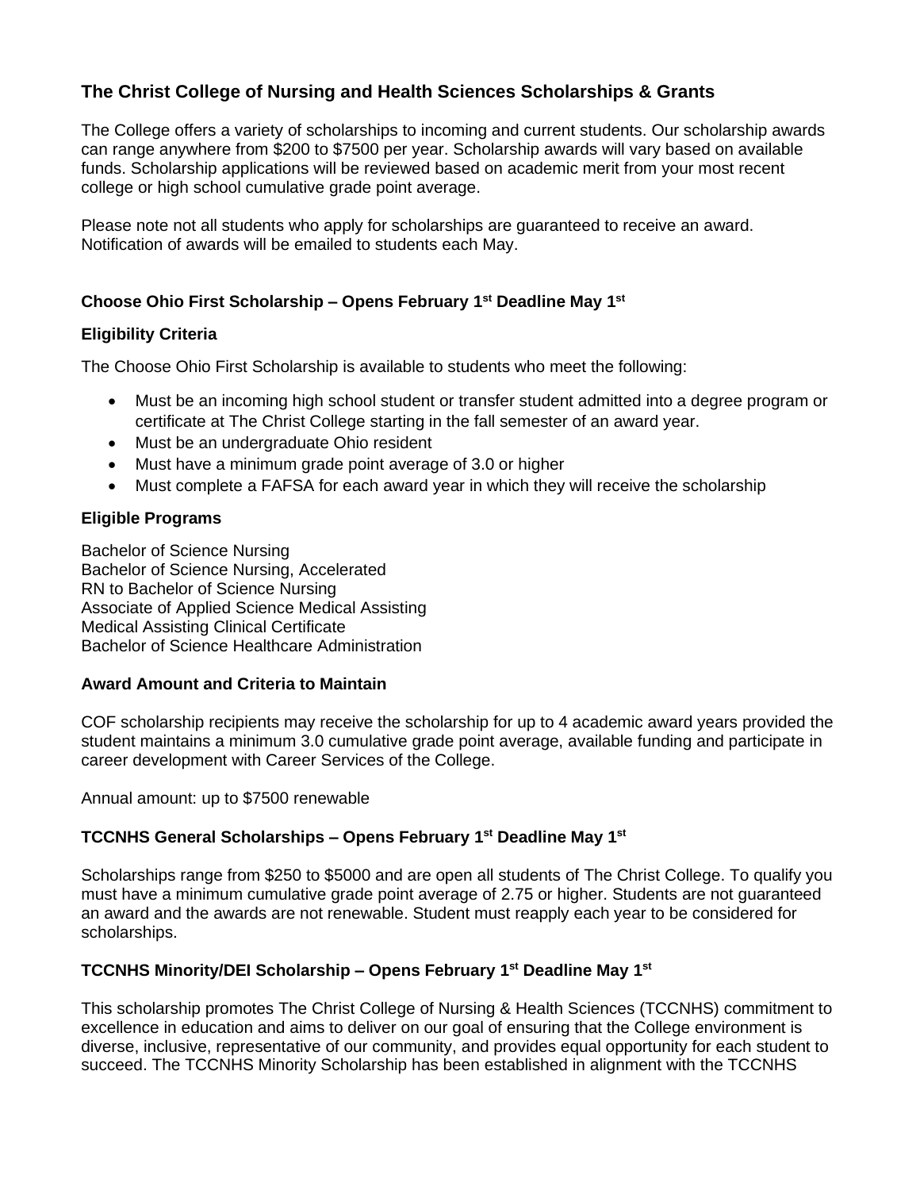# The Christ College of Nursing and Health Sciences Scholarships & Grants

The College offers a variety of scholarships to incoming and current students. Our scholarship awards can range anywhere from $200 to $7500 per year. Scholarship awards will vary based on available funds. Scholarship applications will be reviewed based on academic merit from your most recent college or high school cumulative grade point average.

Please note not all students who apply for scholarships are guaranteed to receive an award. Notification of awards will be emailed to students each May.

### Choose Ohio First Scholarship – Opens February 1st Deadline May 1st

#### Eligibility Criteria

The Choose Ohio First Scholarship is available to students who meet the following:

- Must be an incoming high school student or transfer student admitted into a degree program or certificate at The Christ College starting in the fall semester of an award year.
- Must be an undergraduate Ohio resident
- Must have a minimum grade point average of 3.0 or higher
- Must complete a FAFSA for each award year in which they will receive the scholarship

#### Eligible Programs

Bachelor of Science Nursing
Bachelor of Science Nursing, Accelerated
RN to Bachelor of Science Nursing
Associate of Applied Science Medical Assisting
Medical Assisting Clinical Certificate
Bachelor of Science Healthcare Administration

#### Award Amount and Criteria to Maintain

COF scholarship recipients may receive the scholarship for up to 4 academic award years provided the student maintains a minimum 3.0 cumulative grade point average, available funding and participate in career development with Career Services of the College.

Annual amount: up to $7500 renewable

### TCCNHS General Scholarships – Opens February 1st Deadline May 1st

Scholarships range from $250 to $5000 and are open all students of The Christ College. To qualify you must have a minimum cumulative grade point average of 2.75 or higher. Students are not guaranteed an award and the awards are not renewable. Student must reapply each year to be considered for scholarships.

### TCCNHS Minority/DEI Scholarship – Opens February 1st Deadline May 1st

This scholarship promotes The Christ College of Nursing & Health Sciences (TCCNHS) commitment to excellence in education and aims to deliver on our goal of ensuring that the College environment is diverse, inclusive, representative of our community, and provides equal opportunity for each student to succeed. The TCCNHS Minority Scholarship has been established in alignment with the TCCNHS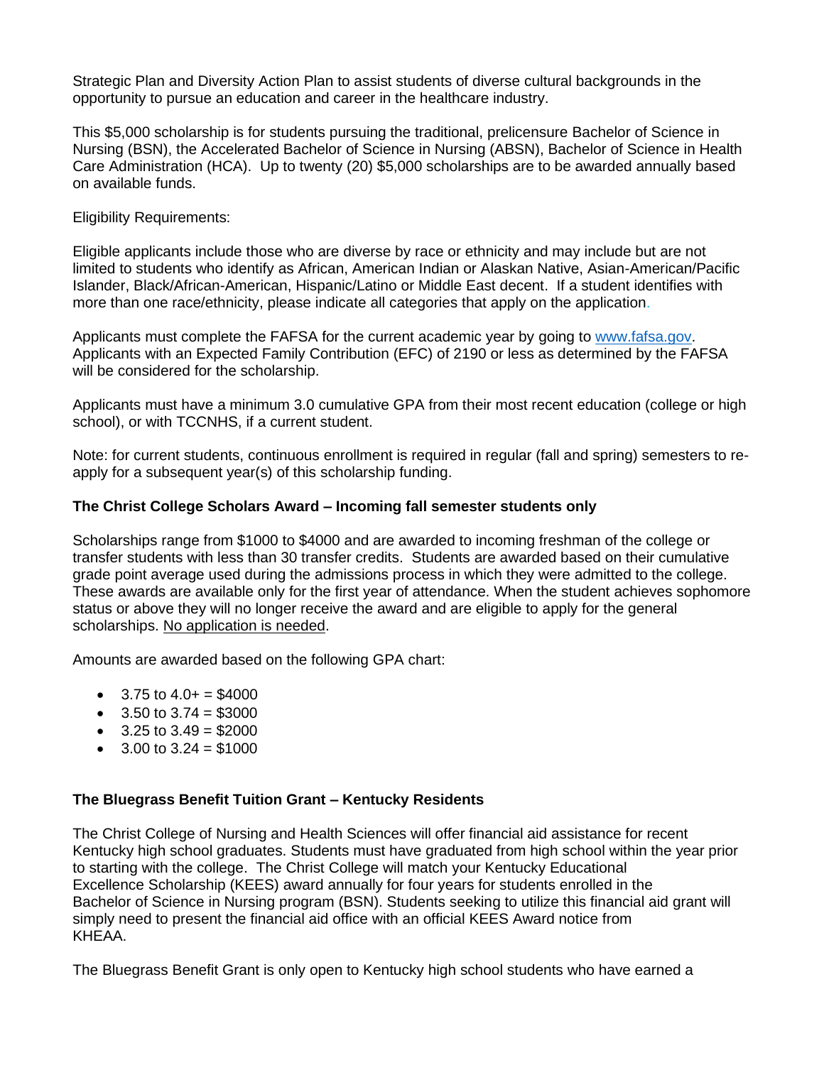Strategic Plan and Diversity Action Plan to assist students of diverse cultural backgrounds in the opportunity to pursue an education and career in the healthcare industry.

This $5,000 scholarship is for students pursuing the traditional, prelicensure Bachelor of Science in Nursing (BSN), the Accelerated Bachelor of Science in Nursing (ABSN), Bachelor of Science in Health Care Administration (HCA). Up to twenty (20) $5,000 scholarships are to be awarded annually based on available funds.

Eligibility Requirements:

Eligible applicants include those who are diverse by race or ethnicity and may include but are not limited to students who identify as African, American Indian or Alaskan Native, Asian-American/Pacific Islander, Black/African-American, Hispanic/Latino or Middle East decent. If a student identifies with more than one race/ethnicity, please indicate all categories that apply on the application.

Applicants must complete the FAFSA for the current academic year by going to [www.fafsa.gov](http://www.fafsa.gov). Applicants with an Expected Family Contribution (EFC) of 2190 or less as determined by the FAFSA will be considered for the scholarship.

Applicants must have a minimum 3.0 cumulative GPA from their most recent education (college or high school), or with TCCNHS, if a current student.

Note: for current students, continuous enrollment is required in regular (fall and spring) semesters to re-apply for a subsequent year(s) of this scholarship funding.

**The Christ College Scholars Award – Incoming fall semester students only**

Scholarships range from $1000 to $4000 and are awarded to incoming freshman of the college or transfer students with less than 30 transfer credits. Students are awarded based on their cumulative grade point average used during the admissions process in which they were admitted to the college. These awards are available only for the first year of attendance. When the student achieves sophomore status or above they will no longer receive the award and are eligible to apply for the general scholarships. No application is needed.

Amounts are awarded based on the following GPA chart:

- 3.75 to 4.0+ = $4000
- 3.50 to 3.74 = $3000
- 3.25 to 3.49 = $2000
- 3.00 to 3.24 = $1000

**The Bluegrass Benefit Tuition Grant – Kentucky Residents**

The Christ College of Nursing and Health Sciences will offer financial aid assistance for recent Kentucky high school graduates. Students must have graduated from high school within the year prior to starting with the college. The Christ College will match your Kentucky Educational Excellence Scholarship (KEES) award annually for four years for students enrolled in the Bachelor of Science in Nursing program (BSN). Students seeking to utilize this financial aid grant will simply need to present the financial aid office with an official KEES Award notice from KHEAA.

The Bluegrass Benefit Grant is only open to Kentucky high school students who have earned a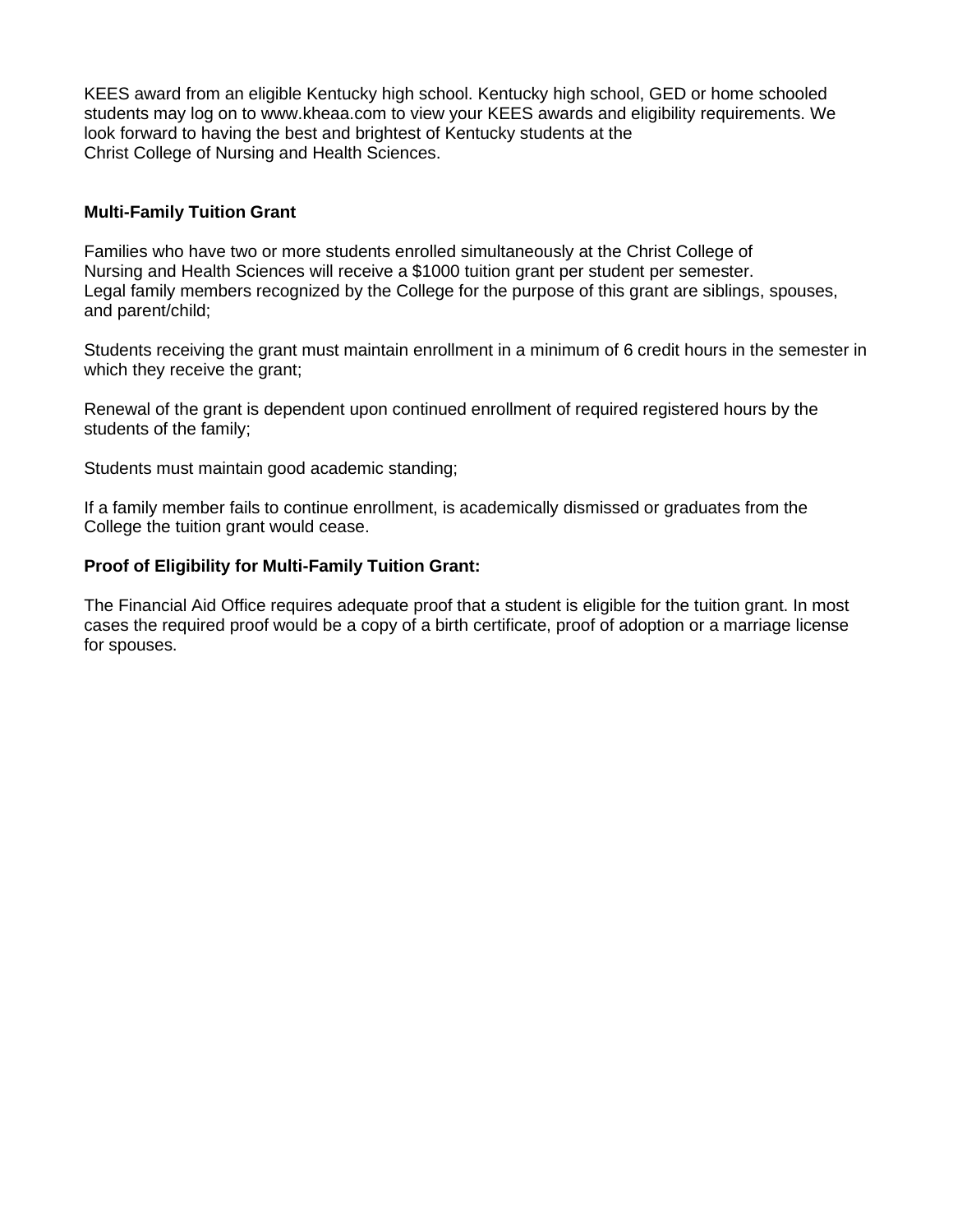KEES award from an eligible Kentucky high school. Kentucky high school, GED or home schooled students may log on to www.kheaa.com to view your KEES awards and eligibility requirements. We look forward to having the best and brightest of Kentucky students at the Christ College of Nursing and Health Sciences.

**Multi-Family Tuition Grant**

Families who have two or more students enrolled simultaneously at the Christ College of Nursing and Health Sciences will receive a $1000 tuition grant per student per semester. Legal family members recognized by the College for the purpose of this grant are siblings, spouses, and parent/child;

Students receiving the grant must maintain enrollment in a minimum of 6 credit hours in the semester in which they receive the grant;

Renewal of the grant is dependent upon continued enrollment of required registered hours by the students of the family;

Students must maintain good academic standing;

If a family member fails to continue enrollment, is academically dismissed or graduates from the College the tuition grant would cease.

**Proof of Eligibility for Multi-Family Tuition Grant:**

The Financial Aid Office requires adequate proof that a student is eligible for the tuition grant. In most cases the required proof would be a copy of a birth certificate, proof of adoption or a marriage license for spouses.